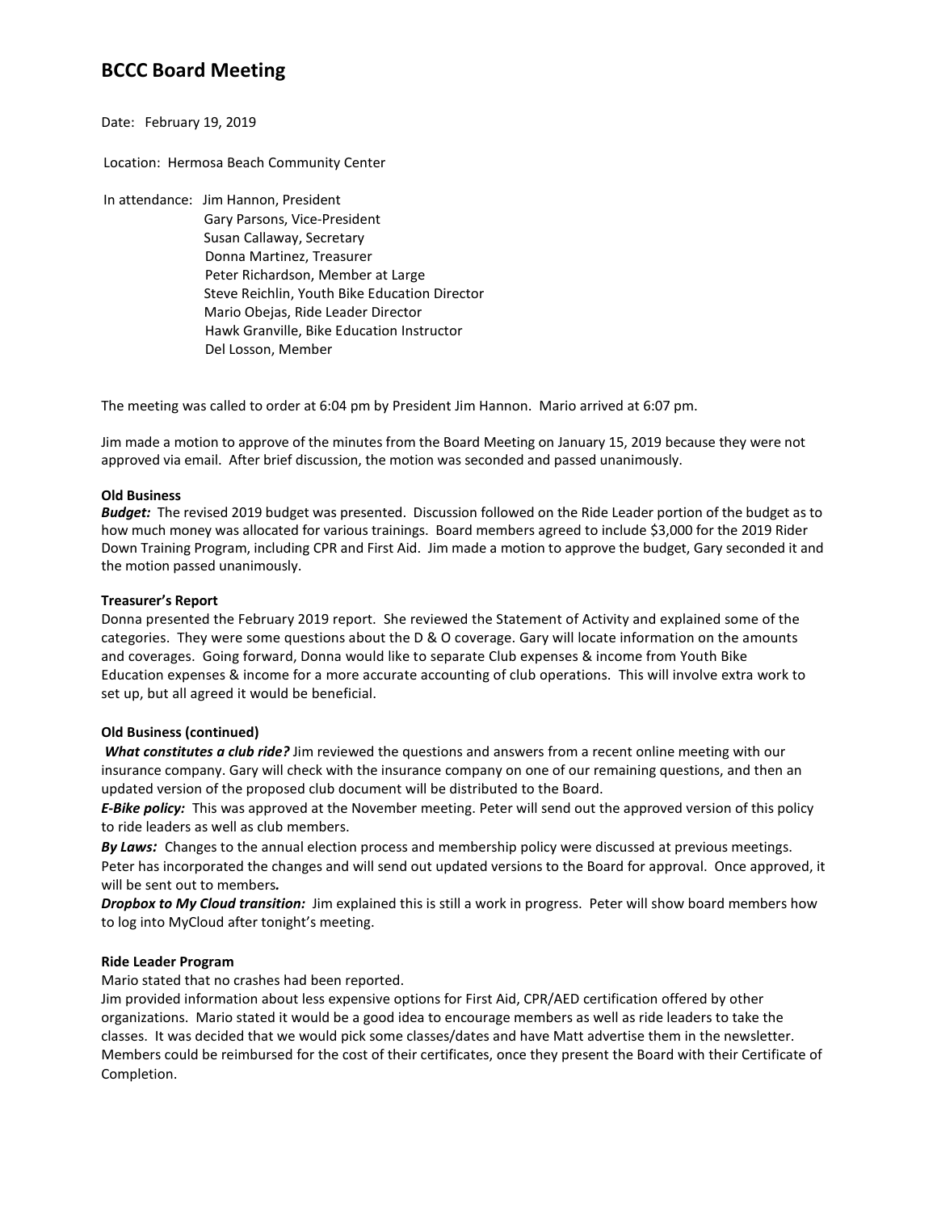# BCCC Board Meeting

Date: February 19, 2019

Location: Hermosa Beach Community Center

In attendance: Jim Hannon, President
Gary Parsons, Vice-President
Susan Callaway, Secretary
Donna Martinez, Treasurer
Peter Richardson, Member at Large
Steve Reichlin, Youth Bike Education Director
Mario Obejas, Ride Leader Director
Hawk Granville, Bike Education Instructor
Del Losson, Member

The meeting was called to order at 6:04 pm by President Jim Hannon. Mario arrived at 6:07 pm.

Jim made a motion to approve of the minutes from the Board Meeting on January 15, 2019 because they were not approved via email. After brief discussion, the motion was seconded and passed unanimously.

**Old Business**

***Budget:*** The revised 2019 budget was presented. Discussion followed on the Ride Leader portion of the budget as to how much money was allocated for various trainings. Board members agreed to include $3,000 for the 2019 Rider Down Training Program, including CPR and First Aid. Jim made a motion to approve the budget, Gary seconded it and the motion passed unanimously.

**Treasurer's Report**

Donna presented the February 2019 report. She reviewed the Statement of Activity and explained some of the categories. They were some questions about the D & O coverage. Gary will locate information on the amounts and coverages. Going forward, Donna would like to separate Club expenses & income from Youth Bike Education expenses & income for a more accurate accounting of club operations. This will involve extra work to set up, but all agreed it would be beneficial.

**Old Business (continued)**

***What constitutes a club ride?*** Jim reviewed the questions and answers from a recent online meeting with our insurance company. Gary will check with the insurance company on one of our remaining questions, and then an updated version of the proposed club document will be distributed to the Board.

***E-Bike policy:*** This was approved at the November meeting. Peter will send out the approved version of this policy to ride leaders as well as club members.

***By Laws:*** Changes to the annual election process and membership policy were discussed at previous meetings. Peter has incorporated the changes and will send out updated versions to the Board for approval. Once approved, it will be sent out to members*.*

***Dropbox to My Cloud transition:*** Jim explained this is still a work in progress. Peter will show board members how to log into MyCloud after tonight's meeting.

**Ride Leader Program**

Mario stated that no crashes had been reported.

Jim provided information about less expensive options for First Aid, CPR/AED certification offered by other organizations. Mario stated it would be a good idea to encourage members as well as ride leaders to take the classes. It was decided that we would pick some classes/dates and have Matt advertise them in the newsletter. Members could be reimbursed for the cost of their certificates, once they present the Board with their Certificate of Completion.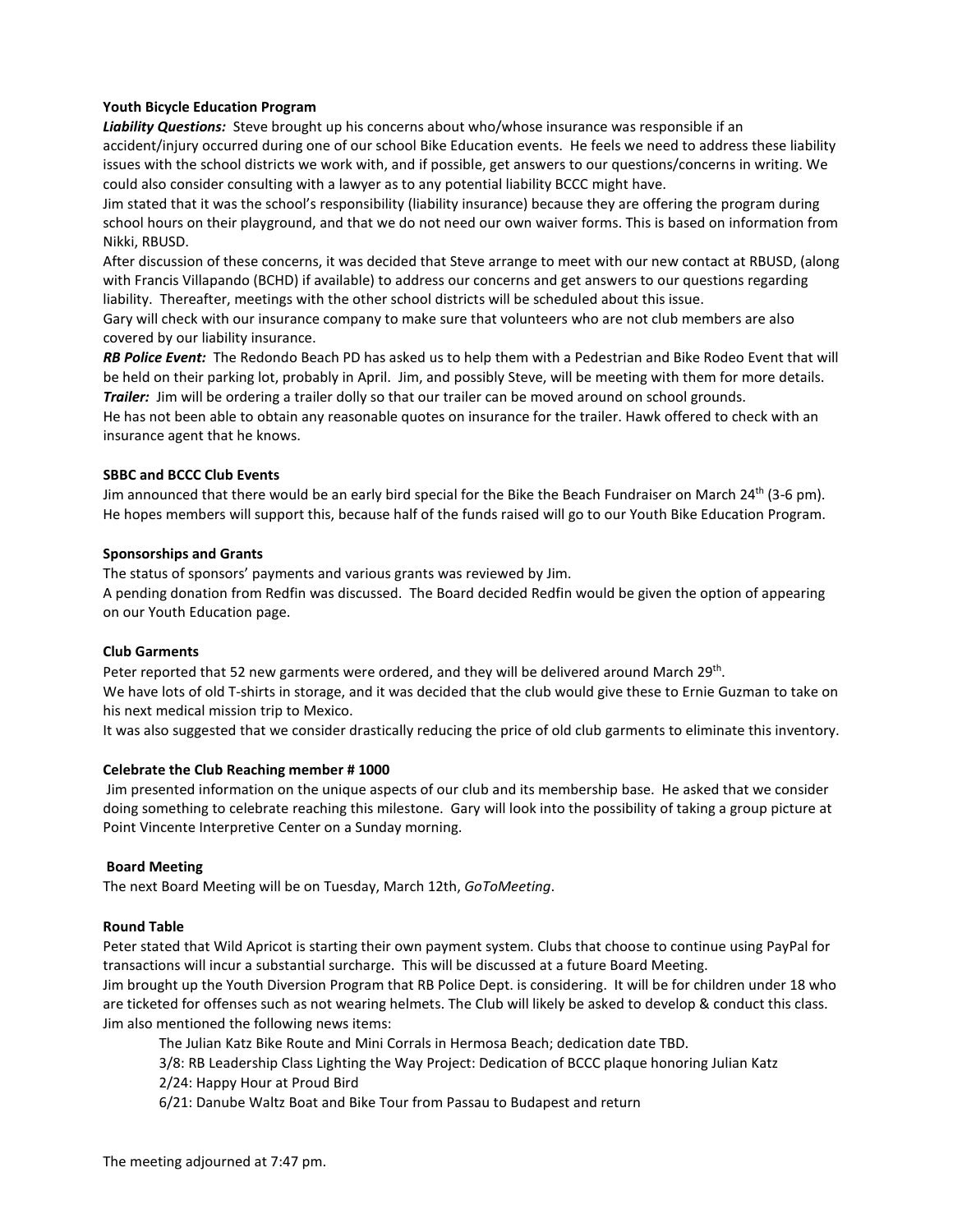**Youth Bicycle Education Program**

***Liability Questions:*** Steve brought up his concerns about who/whose insurance was responsible if an accident/injury occurred during one of our school Bike Education events. He feels we need to address these liability issues with the school districts we work with, and if possible, get answers to our questions/concerns in writing. We could also consider consulting with a lawyer as to any potential liability BCCC might have.

Jim stated that it was the school's responsibility (liability insurance) because they are offering the program during school hours on their playground, and that we do not need our own waiver forms. This is based on information from Nikki, RBUSD.

After discussion of these concerns, it was decided that Steve arrange to meet with our new contact at RBUSD, (along with Francis Villapando (BCHD) if available) to address our concerns and get answers to our questions regarding liability. Thereafter, meetings with the other school districts will be scheduled about this issue.

Gary will check with our insurance company to make sure that volunteers who are not club members are also covered by our liability insurance.

***RB Police Event:*** The Redondo Beach PD has asked us to help them with a Pedestrian and Bike Rodeo Event that will be held on their parking lot, probably in April. Jim, and possibly Steve, will be meeting with them for more details.

***Trailer:*** Jim will be ordering a trailer dolly so that our trailer can be moved around on school grounds.

He has not been able to obtain any reasonable quotes on insurance for the trailer. Hawk offered to check with an insurance agent that he knows.

**SBBC and BCCC Club Events**

Jim announced that there would be an early bird special for the Bike the Beach Fundraiser on March 24th (3-6 pm). He hopes members will support this, because half of the funds raised will go to our Youth Bike Education Program.

**Sponsorships and Grants**

The status of sponsors' payments and various grants was reviewed by Jim.

A pending donation from Redfin was discussed. The Board decided Redfin would be given the option of appearing on our Youth Education page.

**Club Garments**

Peter reported that 52 new garments were ordered, and they will be delivered around March 29th.

We have lots of old T-shirts in storage, and it was decided that the club would give these to Ernie Guzman to take on his next medical mission trip to Mexico.

It was also suggested that we consider drastically reducing the price of old club garments to eliminate this inventory.

**Celebrate the Club Reaching member # 1000**

Jim presented information on the unique aspects of our club and its membership base. He asked that we consider doing something to celebrate reaching this milestone. Gary will look into the possibility of taking a group picture at Point Vincente Interpretive Center on a Sunday morning.

**Board Meeting**

The next Board Meeting will be on Tuesday, March 12th, *GoToMeeting*.

**Round Table**

Peter stated that Wild Apricot is starting their own payment system. Clubs that choose to continue using PayPal for transactions will incur a substantial surcharge. This will be discussed at a future Board Meeting.

Jim brought up the Youth Diversion Program that RB Police Dept. is considering. It will be for children under 18 who are ticketed for offenses such as not wearing helmets. The Club will likely be asked to develop & conduct this class.

Jim also mentioned the following news items:

- The Julian Katz Bike Route and Mini Corrals in Hermosa Beach; dedication date TBD.
- 3/8: RB Leadership Class Lighting the Way Project: Dedication of BCCC plaque honoring Julian Katz
- 2/24: Happy Hour at Proud Bird
- 6/21: Danube Waltz Boat and Bike Tour from Passau to Budapest and return

The meeting adjourned at 7:47 pm.